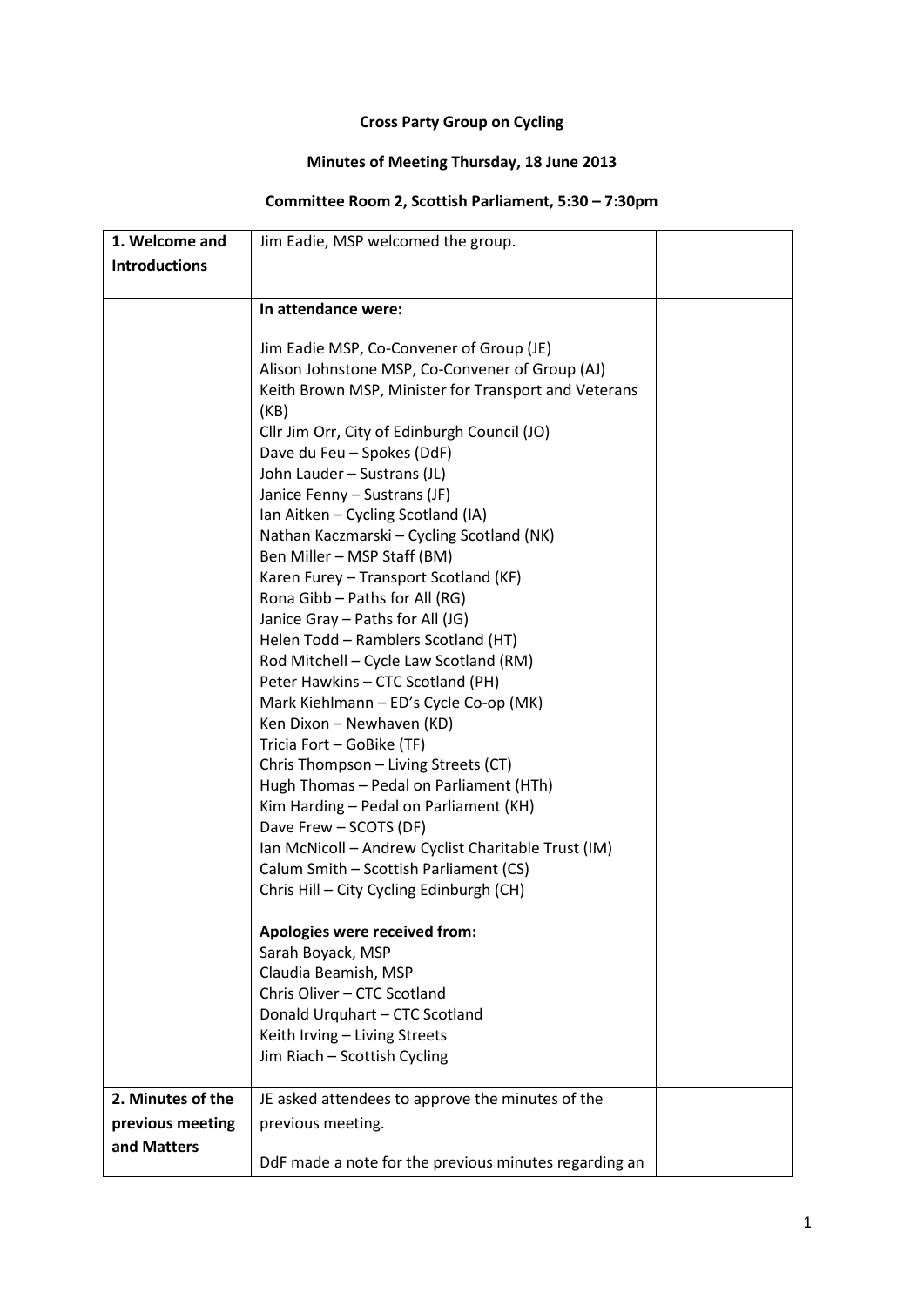**Cross Party Group on Cycling**

**Minutes of Meeting Thursday, 18 June 2013**

**Committee Room 2, Scottish Parliament, 5:30 – 7:30pm**

| **1. Welcome and Introductions** | Jim Eadie, MSP welcomed the group. | |
|---|---|---|
| | **In attendance were:**<br><br>Jim Eadie MSP, Co-Convener of Group (JE)<br>Alison Johnstone MSP, Co-Convener of Group (AJ)<br>Keith Brown MSP, Minister for Transport and Veterans (KB)<br>Cllr Jim Orr, City of Edinburgh Council (JO)<br>Dave du Feu – Spokes (DdF)<br>John Lauder – Sustrans (JL)<br>Janice Fenny – Sustrans (JF)<br>Ian Aitken – Cycling Scotland (IA)<br>Nathan Kaczmarski – Cycling Scotland (NK)<br>Ben Miller – MSP Staff (BM)<br>Karen Furey – Transport Scotland (KF)<br>Rona Gibb – Paths for All (RG)<br>Janice Gray – Paths for All (JG)<br>Helen Todd – Ramblers Scotland (HT)<br>Rod Mitchell – Cycle Law Scotland (RM)<br>Peter Hawkins – CTC Scotland (PH)<br>Mark Kiehlmann – ED's Cycle Co-op (MK)<br>Ken Dixon – Newhaven (KD)<br>Tricia Fort – GoBike (TF)<br>Chris Thompson – Living Streets (CT)<br>Hugh Thomas – Pedal on Parliament (HTh)<br>Kim Harding – Pedal on Parliament (KH)<br>Dave Frew – SCOTS (DF)<br>Ian McNicoll – Andrew Cyclist Charitable Trust (IM)<br>Calum Smith – Scottish Parliament (CS)<br>Chris Hill – City Cycling Edinburgh (CH)<br><br>**Apologies were received from:**<br>Sarah Boyack, MSP<br>Claudia Beamish, MSP<br>Chris Oliver – CTC Scotland<br>Donald Urquhart – CTC Scotland<br>Keith Irving – Living Streets<br>Jim Riach – Scottish Cycling | |
| **2. Minutes of the previous meeting and Matters** | JE asked attendees to approve the minutes of the previous meeting.<br><br>DdF made a note for the previous minutes regarding an | |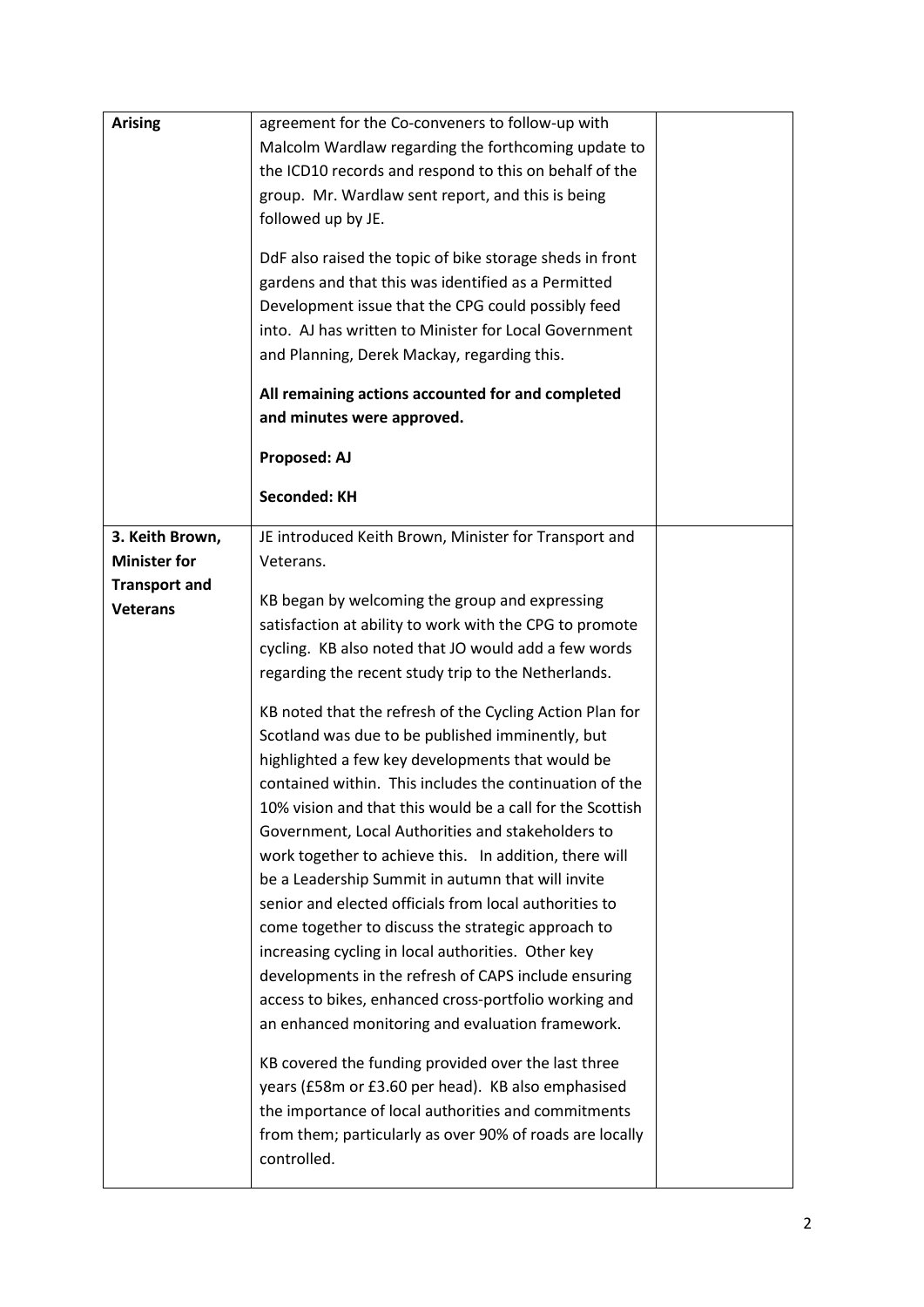| Arising | agreement for the Co-conveners to follow-up with Malcolm Wardlaw regarding the forthcoming update to the ICD10 records and respond to this on behalf of the group. Mr. Wardlaw sent report, and this is being followed up by JE.<br><br>DdF also raised the topic of bike storage sheds in front gardens and that this was identified as a Permitted Development issue that the CPG could possibly feed into. AJ has written to Minister for Local Government and Planning, Derek Mackay, regarding this.<br><br>**All remaining actions accounted for and completed and minutes were approved.**<br><br>**Proposed: AJ**<br><br>**Seconded: KH** | |
|---|---|---|
| **3. Keith Brown, Minister for Transport and Veterans** | JE introduced Keith Brown, Minister for Transport and Veterans.<br><br>KB began by welcoming the group and expressing satisfaction at ability to work with the CPG to promote cycling. KB also noted that JO would add a few words regarding the recent study trip to the Netherlands.<br><br>KB noted that the refresh of the Cycling Action Plan for Scotland was due to be published imminently, but highlighted a few key developments that would be contained within. This includes the continuation of the 10% vision and that this would be a call for the Scottish Government, Local Authorities and stakeholders to work together to achieve this. In addition, there will be a Leadership Summit in autumn that will invite senior and elected officials from local authorities to come together to discuss the strategic approach to increasing cycling in local authorities. Other key developments in the refresh of CAPS include ensuring access to bikes, enhanced cross-portfolio working and an enhanced monitoring and evaluation framework.<br><br>KB covered the funding provided over the last three years (£58m or £3.60 per head). KB also emphasised the importance of local authorities and commitments from them; particularly as over 90% of roads are locally controlled. | |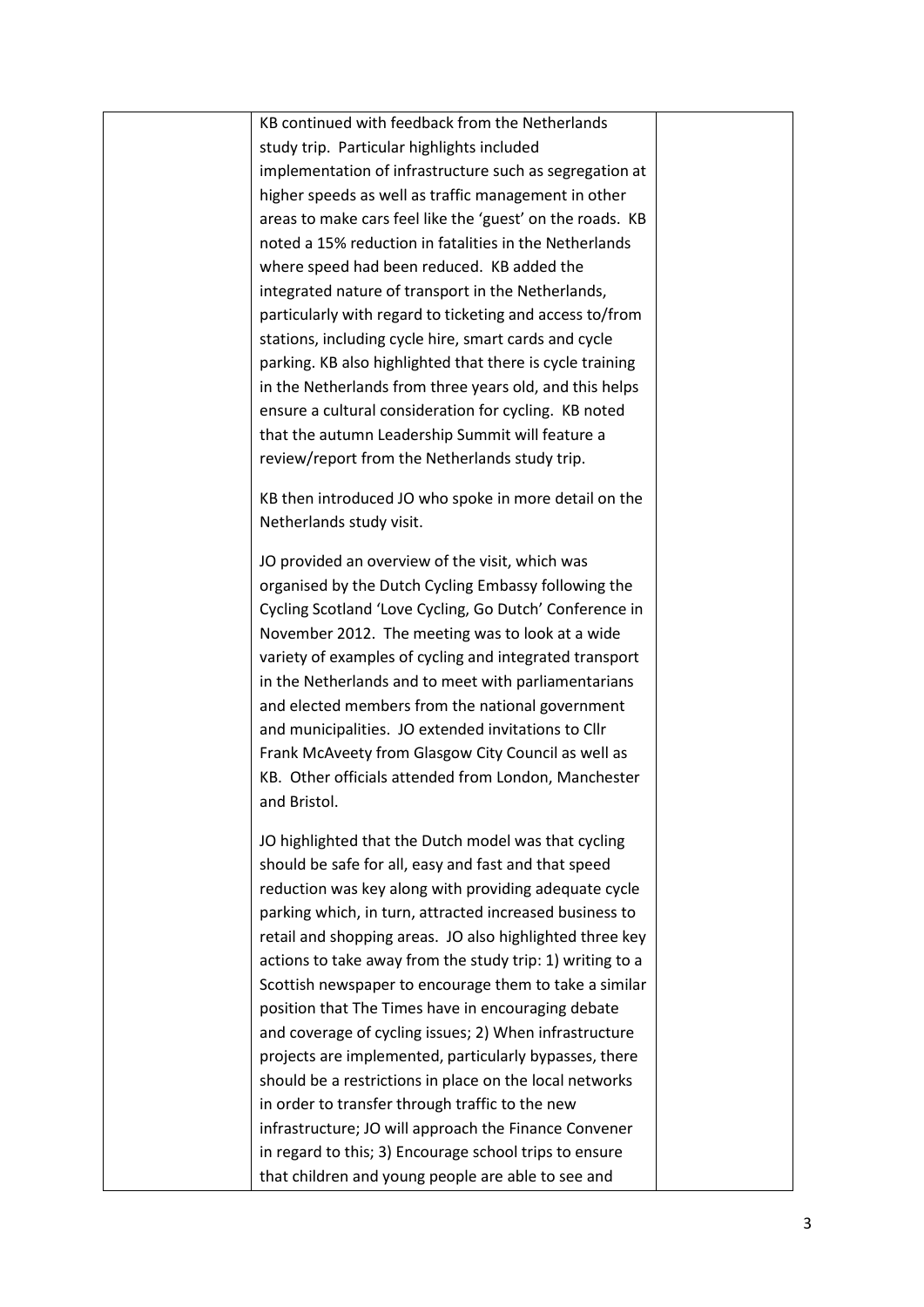| | | |
|---|---|---|
| | KB continued with feedback from the Netherlands study trip. Particular highlights included implementation of infrastructure such as segregation at higher speeds as well as traffic management in other areas to make cars feel like the 'guest' on the roads. KB noted a 15% reduction in fatalities in the Netherlands where speed had been reduced. KB added the integrated nature of transport in the Netherlands, particularly with regard to ticketing and access to/from stations, including cycle hire, smart cards and cycle parking. KB also highlighted that there is cycle training in the Netherlands from three years old, and this helps ensure a cultural consideration for cycling. KB noted that the autumn Leadership Summit will feature a review/report from the Netherlands study trip.<br><br>KB then introduced JO who spoke in more detail on the Netherlands study visit.<br><br>JO provided an overview of the visit, which was organised by the Dutch Cycling Embassy following the Cycling Scotland 'Love Cycling, Go Dutch' Conference in November 2012. The meeting was to look at a wide variety of examples of cycling and integrated transport in the Netherlands and to meet with parliamentarians and elected members from the national government and municipalities. JO extended invitations to Cllr Frank McAveety from Glasgow City Council as well as KB. Other officials attended from London, Manchester and Bristol.<br><br>JO highlighted that the Dutch model was that cycling should be safe for all, easy and fast and that speed reduction was key along with providing adequate cycle parking which, in turn, attracted increased business to retail and shopping areas. JO also highlighted three key actions to take away from the study trip: 1) writing to a Scottish newspaper to encourage them to take a similar position that The Times have in encouraging debate and coverage of cycling issues; 2) When infrastructure projects are implemented, particularly bypasses, there should be a restrictions in place on the local networks in order to transfer through traffic to the new infrastructure; JO will approach the Finance Convener in regard to this; 3) Encourage school trips to ensure that children and young people are able to see and | |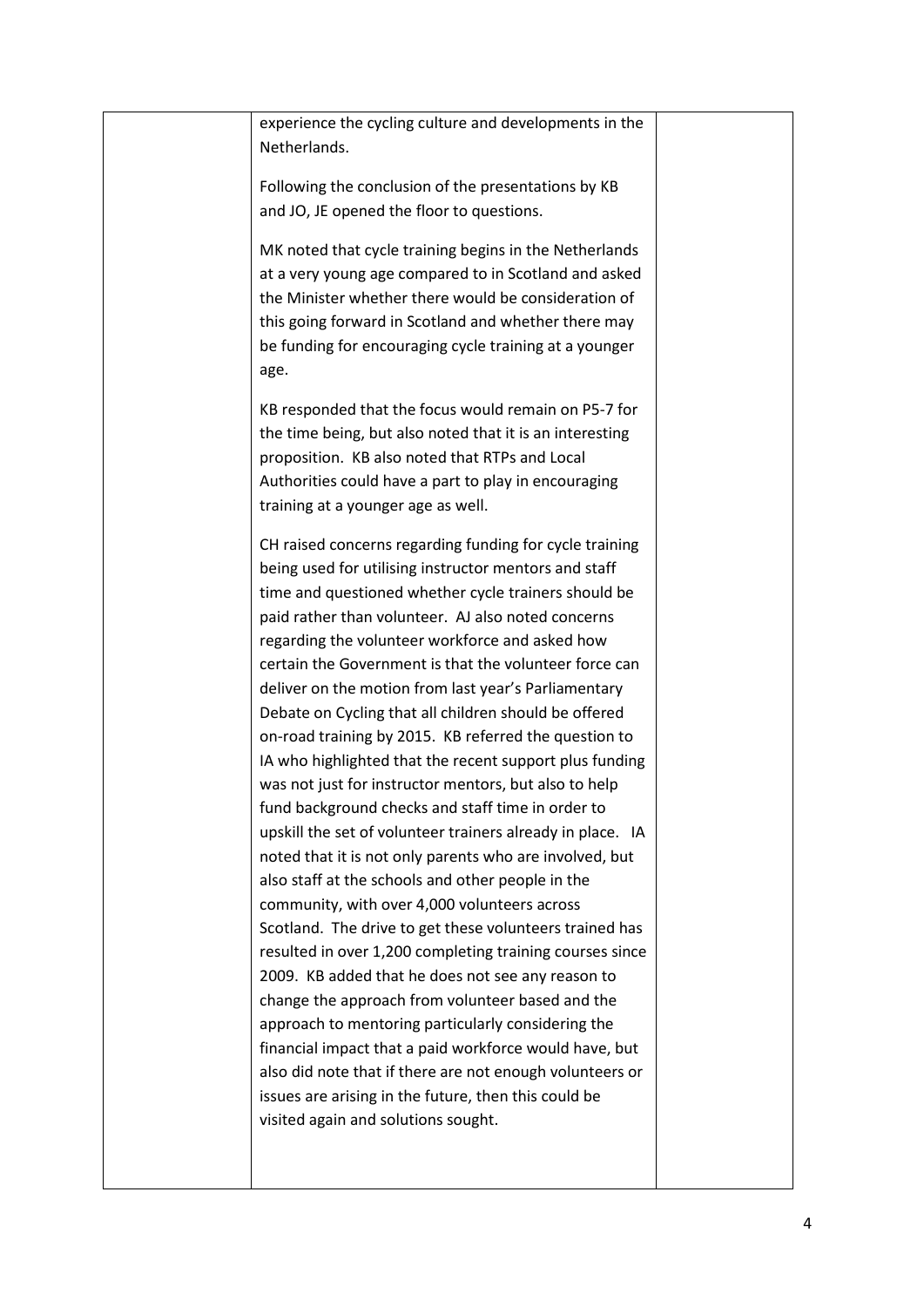| | experience the cycling culture and developments in the Netherlands.<br><br>Following the conclusion of the presentations by KB and JO, JE opened the floor to questions.<br><br>MK noted that cycle training begins in the Netherlands at a very young age compared to in Scotland and asked the Minister whether there would be consideration of this going forward in Scotland and whether there may be funding for encouraging cycle training at a younger age.<br><br>KB responded that the focus would remain on P5-7 for the time being, but also noted that it is an interesting proposition. KB also noted that RTPs and Local Authorities could have a part to play in encouraging training at a younger age as well.<br><br>CH raised concerns regarding funding for cycle training being used for utilising instructor mentors and staff time and questioned whether cycle trainers should be paid rather than volunteer. AJ also noted concerns regarding the volunteer workforce and asked how certain the Government is that the volunteer force can deliver on the motion from last year's Parliamentary Debate on Cycling that all children should be offered on-road training by 2015. KB referred the question to IA who highlighted that the recent support plus funding was not just for instructor mentors, but also to help fund background checks and staff time in order to upskill the set of volunteer trainers already in place. IA noted that it is not only parents who are involved, but also staff at the schools and other people in the community, with over 4,000 volunteers across Scotland. The drive to get these volunteers trained has resulted in over 1,200 completing training courses since 2009. KB added that he does not see any reason to change the approach from volunteer based and the approach to mentoring particularly considering the financial impact that a paid workforce would have, but also did note that if there are not enough volunteers or issues are arising in the future, then this could be visited again and solutions sought. | |
|---|---|---|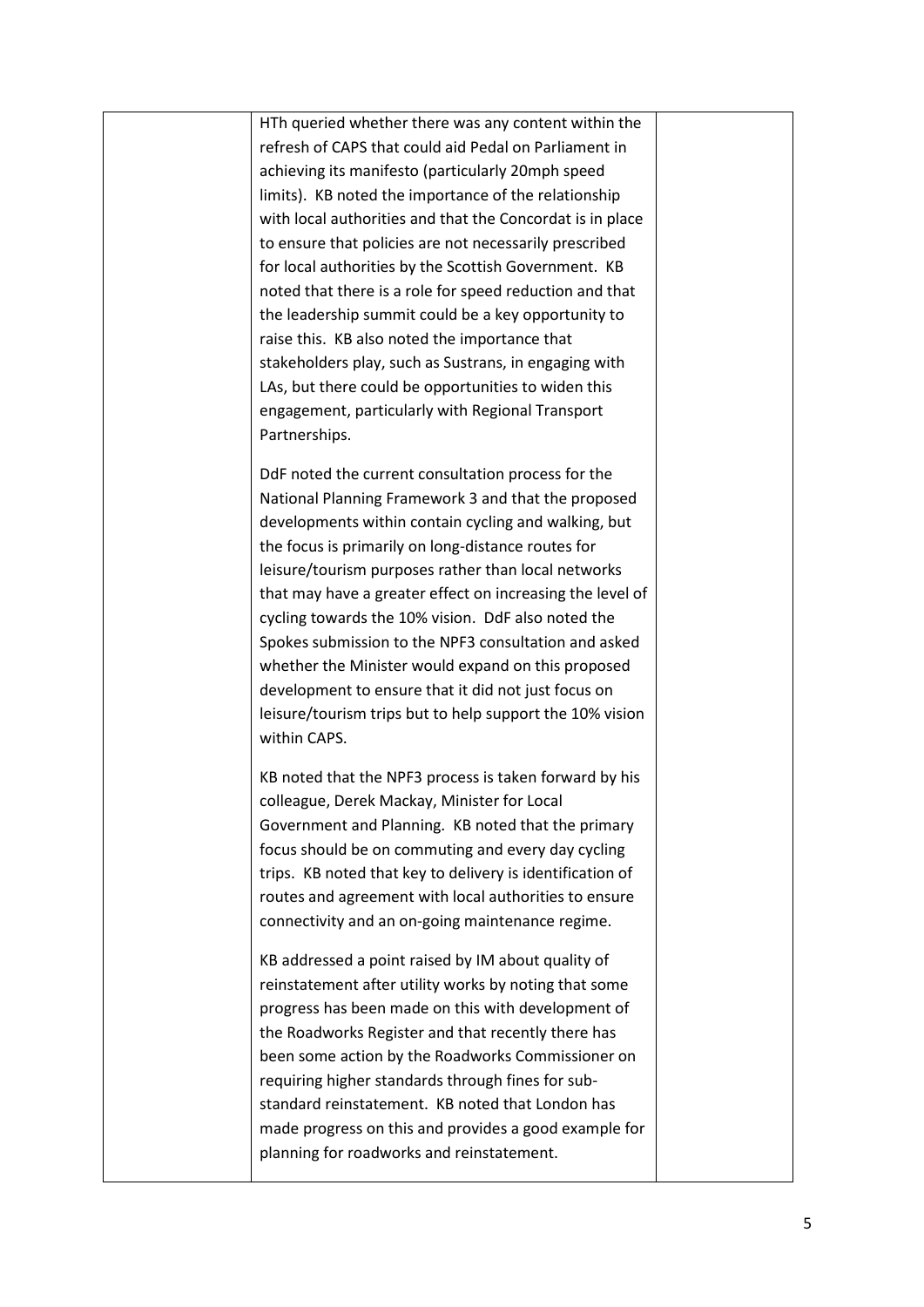| | | |
|---|---|---|
| | HTh queried whether there was any content within the refresh of CAPS that could aid Pedal on Parliament in achieving its manifesto (particularly 20mph speed limits). KB noted the importance of the relationship with local authorities and that the Concordat is in place to ensure that policies are not necessarily prescribed for local authorities by the Scottish Government. KB noted that there is a role for speed reduction and that the leadership summit could be a key opportunity to raise this. KB also noted the importance that stakeholders play, such as Sustrans, in engaging with LAs, but there could be opportunities to widen this engagement, particularly with Regional Transport Partnerships.<br><br>DdF noted the current consultation process for the National Planning Framework 3 and that the proposed developments within contain cycling and walking, but the focus is primarily on long-distance routes for leisure/tourism purposes rather than local networks that may have a greater effect on increasing the level of cycling towards the 10% vision. DdF also noted the Spokes submission to the NPF3 consultation and asked whether the Minister would expand on this proposed development to ensure that it did not just focus on leisure/tourism trips but to help support the 10% vision within CAPS.<br><br>KB noted that the NPF3 process is taken forward by his colleague, Derek Mackay, Minister for Local Government and Planning. KB noted that the primary focus should be on commuting and every day cycling trips. KB noted that key to delivery is identification of routes and agreement with local authorities to ensure connectivity and an on-going maintenance regime.<br><br>KB addressed a point raised by IM about quality of reinstatement after utility works by noting that some progress has been made on this with development of the Roadworks Register and that recently there has been some action by the Roadworks Commissioner on requiring higher standards through fines for sub-standard reinstatement. KB noted that London has made progress on this and provides a good example for planning for roadworks and reinstatement. | |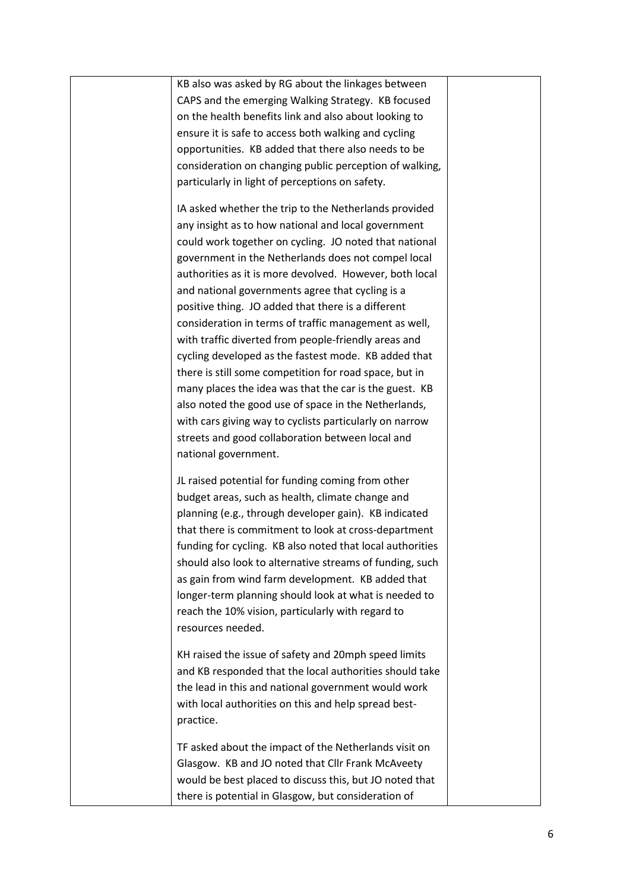| | | |
|---|---|---|
| | KB also was asked by RG about the linkages between CAPS and the emerging Walking Strategy. KB focused on the health benefits link and also about looking to ensure it is safe to access both walking and cycling opportunities. KB added that there also needs to be consideration on changing public perception of walking, particularly in light of perceptions on safety.<br><br>IA asked whether the trip to the Netherlands provided any insight as to how national and local government could work together on cycling. JO noted that national government in the Netherlands does not compel local authorities as it is more devolved. However, both local and national governments agree that cycling is a positive thing. JO added that there is a different consideration in terms of traffic management as well, with traffic diverted from people-friendly areas and cycling developed as the fastest mode. KB added that there is still some competition for road space, but in many places the idea was that the car is the guest. KB also noted the good use of space in the Netherlands, with cars giving way to cyclists particularly on narrow streets and good collaboration between local and national government.<br><br>JL raised potential for funding coming from other budget areas, such as health, climate change and planning (e.g., through developer gain). KB indicated that there is commitment to look at cross-department funding for cycling. KB also noted that local authorities should also look to alternative streams of funding, such as gain from wind farm development. KB added that longer-term planning should look at what is needed to reach the 10% vision, particularly with regard to resources needed.<br><br>KH raised the issue of safety and 20mph speed limits and KB responded that the local authorities should take the lead in this and national government would work with local authorities on this and help spread best-practice.<br><br>TF asked about the impact of the Netherlands visit on Glasgow. KB and JO noted that Cllr Frank McAveety would be best placed to discuss this, but JO noted that there is potential in Glasgow, but consideration of | |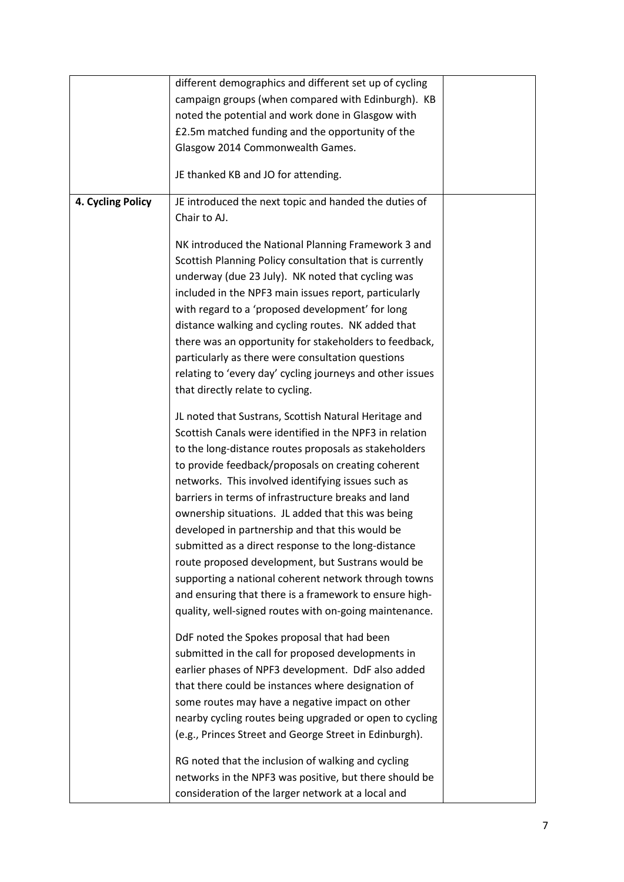| | | |
|---|---|---|
| | different demographics and different set up of cycling campaign groups (when compared with Edinburgh). KB noted the potential and work done in Glasgow with £2.5m matched funding and the opportunity of the Glasgow 2014 Commonwealth Games.<br><br>JE thanked KB and JO for attending. | |
| **4. Cycling Policy** | JE introduced the next topic and handed the duties of Chair to AJ.<br><br>NK introduced the National Planning Framework 3 and Scottish Planning Policy consultation that is currently underway (due 23 July). NK noted that cycling was included in the NPF3 main issues report, particularly with regard to a 'proposed development' for long distance walking and cycling routes. NK added that there was an opportunity for stakeholders to feedback, particularly as there were consultation questions relating to 'every day' cycling journeys and other issues that directly relate to cycling.<br><br>JL noted that Sustrans, Scottish Natural Heritage and Scottish Canals were identified in the NPF3 in relation to the long-distance routes proposals as stakeholders to provide feedback/proposals on creating coherent networks. This involved identifying issues such as barriers in terms of infrastructure breaks and land ownership situations. JL added that this was being developed in partnership and that this would be submitted as a direct response to the long-distance route proposed development, but Sustrans would be supporting a national coherent network through towns and ensuring that there is a framework to ensure high-quality, well-signed routes with on-going maintenance.<br><br>DdF noted the Spokes proposal that had been submitted in the call for proposed developments in earlier phases of NPF3 development. DdF also added that there could be instances where designation of some routes may have a negative impact on other nearby cycling routes being upgraded or open to cycling (e.g., Princes Street and George Street in Edinburgh).<br><br>RG noted that the inclusion of walking and cycling networks in the NPF3 was positive, but there should be consideration of the larger network at a local and | |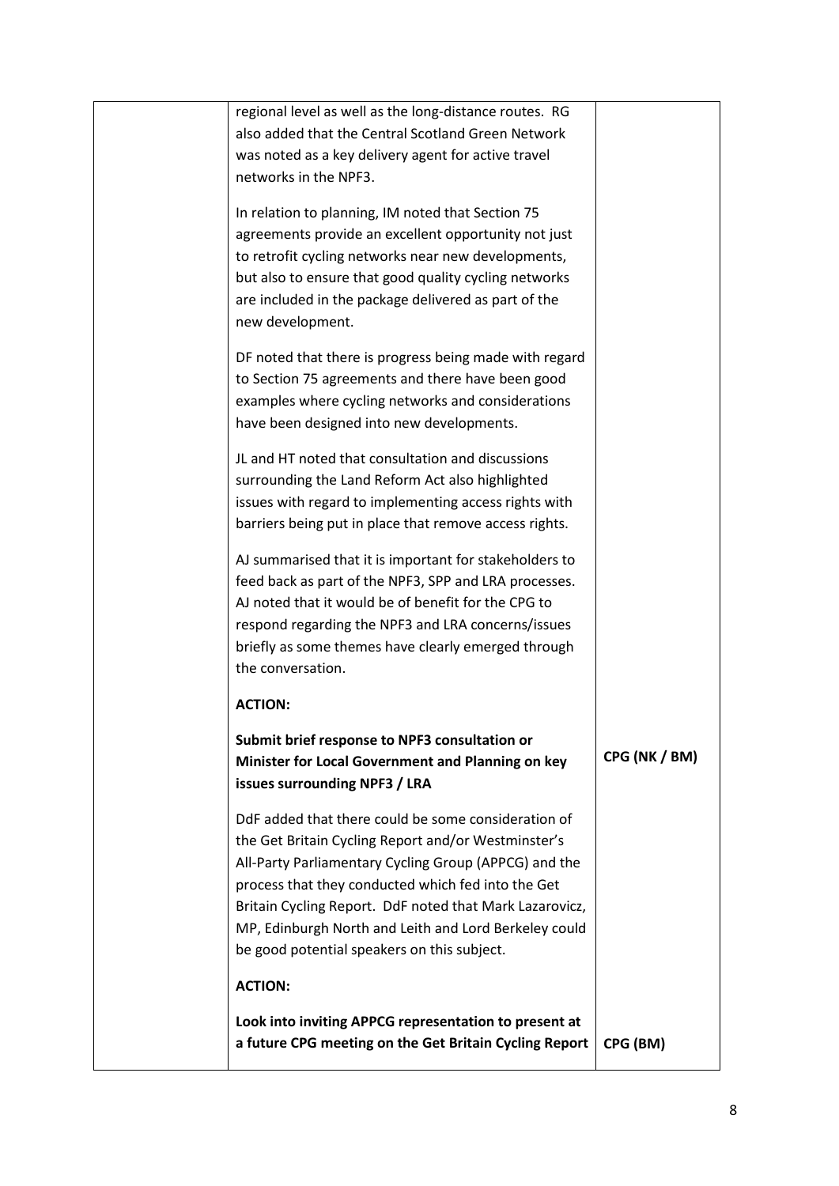| | | |
|---|---|---|
| | regional level as well as the long-distance routes. RG also added that the Central Scotland Green Network was noted as a key delivery agent for active travel networks in the NPF3.<br><br>In relation to planning, IM noted that Section 75 agreements provide an excellent opportunity not just to retrofit cycling networks near new developments, but also to ensure that good quality cycling networks are included in the package delivered as part of the new development.<br><br>DF noted that there is progress being made with regard to Section 75 agreements and there have been good examples where cycling networks and considerations have been designed into new developments.<br><br>JL and HT noted that consultation and discussions surrounding the Land Reform Act also highlighted issues with regard to implementing access rights with barriers being put in place that remove access rights.<br><br>AJ summarised that it is important for stakeholders to feed back as part of the NPF3, SPP and LRA processes. AJ noted that it would be of benefit for the CPG to respond regarding the NPF3 and LRA concerns/issues briefly as some themes have clearly emerged through the conversation.<br><br>**ACTION:**<br><br>**Submit brief response to NPF3 consultation or Minister for Local Government and Planning on key issues surrounding NPF3 / LRA** | **CPG (NK / BM)** |
| | DdF added that there could be some consideration of the Get Britain Cycling Report and/or Westminster's All-Party Parliamentary Cycling Group (APPCG) and the process that they conducted which fed into the Get Britain Cycling Report. DdF noted that Mark Lazarovicz, MP, Edinburgh North and Leith and Lord Berkeley could be good potential speakers on this subject.<br><br>**ACTION:**<br><br>**Look into inviting APPCG representation to present at a future CPG meeting on the Get Britain Cycling Report** | **CPG (BM)** |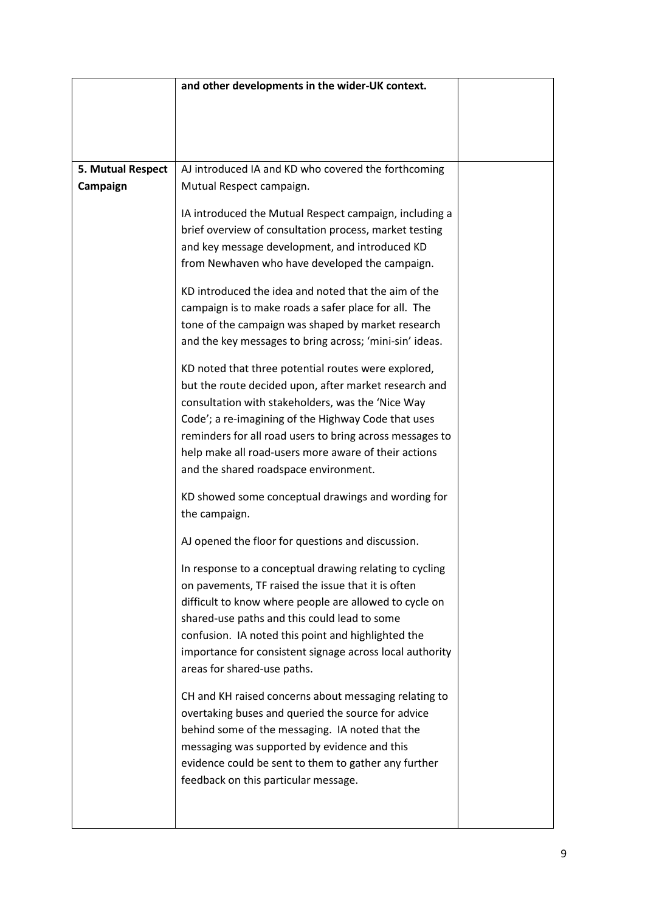| | | |
|---|---|---|
| | **and other developments in the wider-UK context.** | |
| **5. Mutual Respect Campaign** | AJ introduced IA and KD who covered the forthcoming Mutual Respect campaign.<br><br>IA introduced the Mutual Respect campaign, including a brief overview of consultation process, market testing and key message development, and introduced KD from Newhaven who have developed the campaign.<br><br>KD introduced the idea and noted that the aim of the campaign is to make roads a safer place for all. The tone of the campaign was shaped by market research and the key messages to bring across; 'mini-sin' ideas.<br><br>KD noted that three potential routes were explored, but the route decided upon, after market research and consultation with stakeholders, was the 'Nice Way Code'; a re-imagining of the Highway Code that uses reminders for all road users to bring across messages to help make all road-users more aware of their actions and the shared roadspace environment.<br><br>KD showed some conceptual drawings and wording for the campaign.<br><br>AJ opened the floor for questions and discussion.<br><br>In response to a conceptual drawing relating to cycling on pavements, TF raised the issue that it is often difficult to know where people are allowed to cycle on shared-use paths and this could lead to some confusion. IA noted this point and highlighted the importance for consistent signage across local authority areas for shared-use paths.<br><br>CH and KH raised concerns about messaging relating to overtaking buses and queried the source for advice behind some of the messaging. IA noted that the messaging was supported by evidence and this evidence could be sent to them to gather any further feedback on this particular message. | |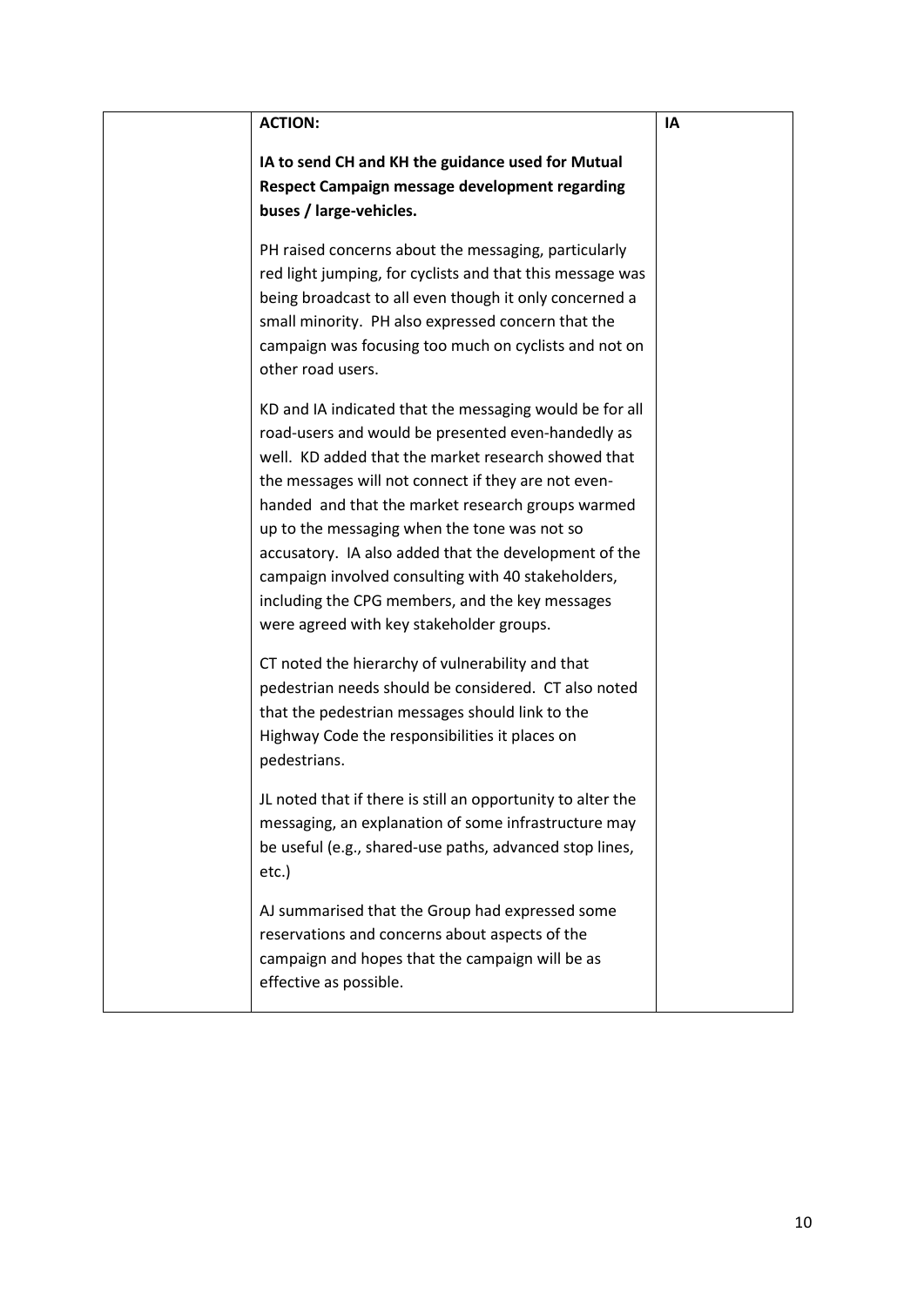| | | |
|---|---|---|
| | **ACTION:**<br><br>**IA to send CH and KH the guidance used for Mutual Respect Campaign message development regarding buses / large-vehicles.**<br><br>PH raised concerns about the messaging, particularly red light jumping, for cyclists and that this message was being broadcast to all even though it only concerned a small minority. PH also expressed concern that the campaign was focusing too much on cyclists and not on other road users.<br><br>KD and IA indicated that the messaging would be for all road-users and would be presented even-handedly as well. KD added that the market research showed that the messages will not connect if they are not even-handed and that the market research groups warmed up to the messaging when the tone was not so accusatory. IA also added that the development of the campaign involved consulting with 40 stakeholders, including the CPG members, and the key messages were agreed with key stakeholder groups.<br><br>CT noted the hierarchy of vulnerability and that pedestrian needs should be considered. CT also noted that the pedestrian messages should link to the Highway Code the responsibilities it places on pedestrians.<br><br>JL noted that if there is still an opportunity to alter the messaging, an explanation of some infrastructure may be useful (e.g., shared-use paths, advanced stop lines, etc.)<br><br>AJ summarised that the Group had expressed some reservations and concerns about aspects of the campaign and hopes that the campaign will be as effective as possible. | **IA** |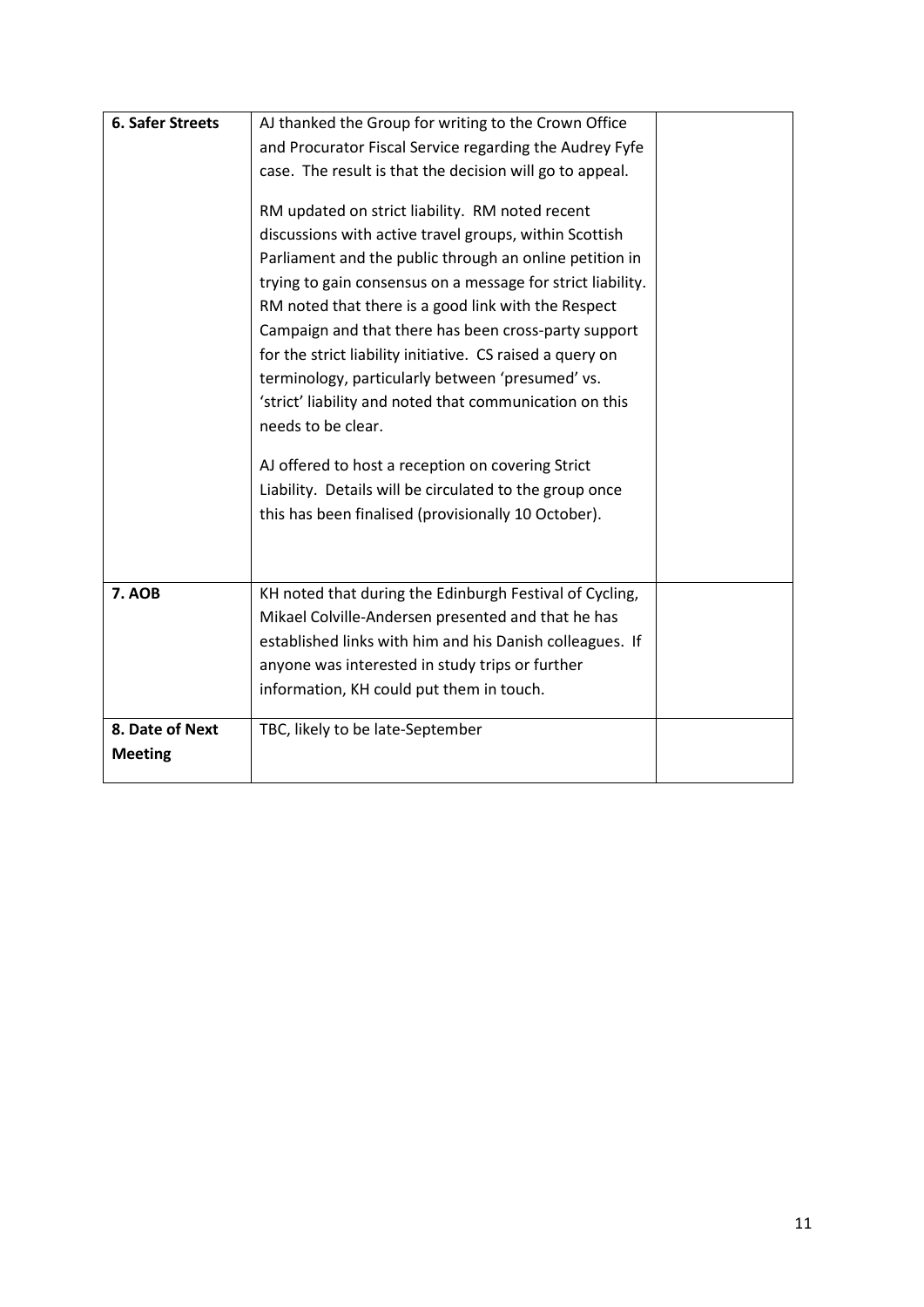| | | |
|---|---|---|
| **6. Safer Streets** | AJ thanked the Group for writing to the Crown Office and Procurator Fiscal Service regarding the Audrey Fyfe case. The result is that the decision will go to appeal.<br><br>RM updated on strict liability. RM noted recent discussions with active travel groups, within Scottish Parliament and the public through an online petition in trying to gain consensus on a message for strict liability. RM noted that there is a good link with the Respect Campaign and that there has been cross-party support for the strict liability initiative. CS raised a query on terminology, particularly between 'presumed' vs. 'strict' liability and noted that communication on this needs to be clear.<br><br>AJ offered to host a reception on covering Strict Liability. Details will be circulated to the group once this has been finalised (provisionally 10 October). | |
| **7. AOB** | KH noted that during the Edinburgh Festival of Cycling, Mikael Colville-Andersen presented and that he has established links with him and his Danish colleagues. If anyone was interested in study trips or further information, KH could put them in touch. | |
| **8. Date of Next Meeting** | TBC, likely to be late-September | |